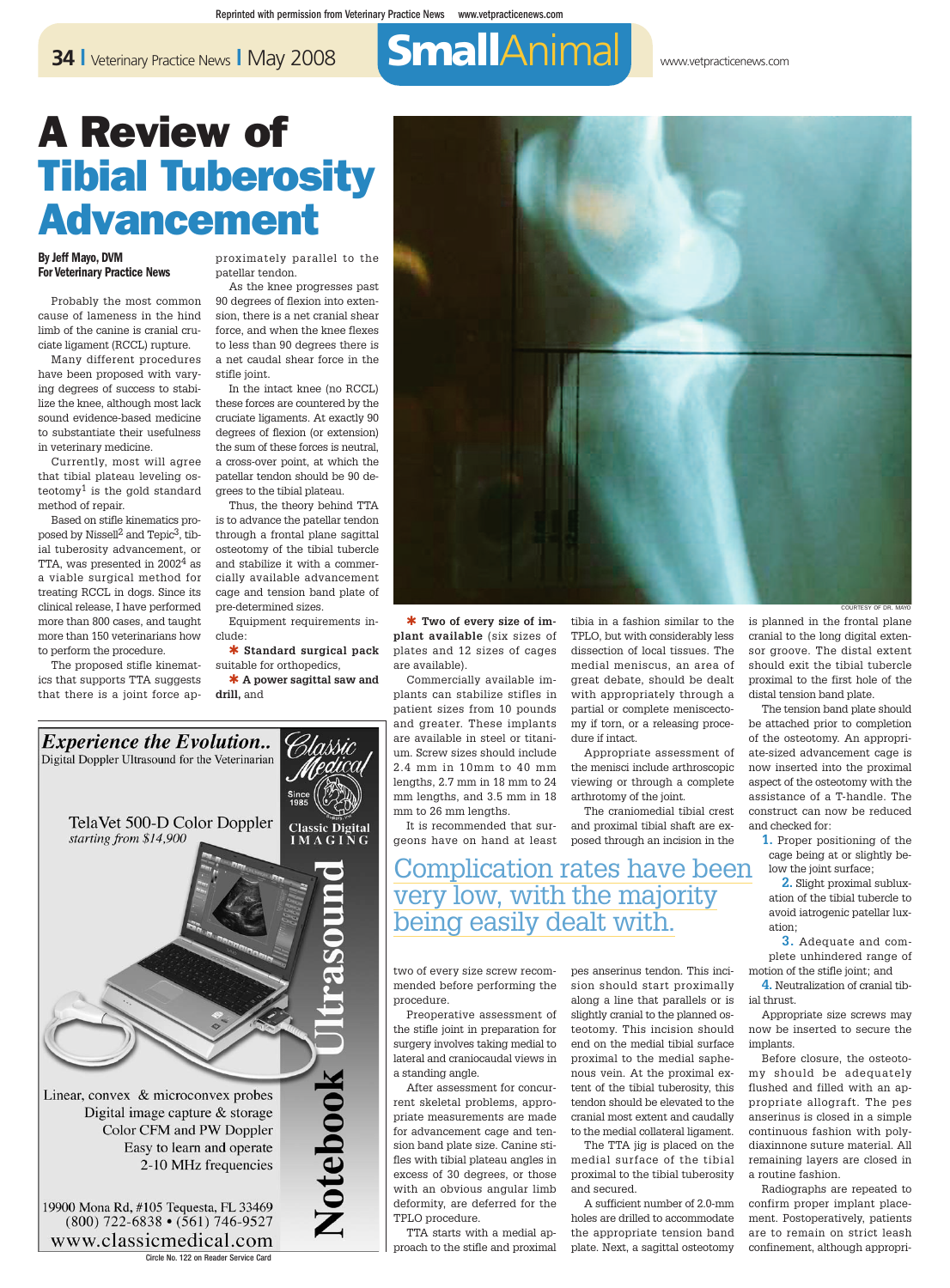# A Review of Tibial Tuberosity Advancement

**By Jeff Mayo, DVM**
**For Veterinary Practice News**

Probably the most common cause of lameness in the hind limb of the canine is cranial cruciate ligament (RCCL) rupture.

Many different procedures have been proposed with varying degrees of success to stabilize the knee, although most lack sound evidence-based medicine to substantiate their usefulness in veterinary medicine.

Currently, most will agree that tibial plateau leveling osteotomy[1] is the gold standard method of repair.

Based on stifle kinematics proposed by Nissell[2] and Tepic[3], tibial tuberosity advancement, or TTA, was presented in 2002[4] as a viable surgical method for treating RCCL in dogs. Since its clinical release, I have performed more than 800 cases, and taught more than 150 veterinarians how to perform the procedure.

The proposed stifle kinematics that supports TTA suggests that there is a joint force approximately parallel to the patellar tendon.

As the knee progresses past 90 degrees of flexion into extension, there is a net cranial shear force, and when the knee flexes to less than 90 degrees there is a net caudal shear force in the stifle joint.

In the intact knee (no RCCL) these forces are countered by the cruciate ligaments. At exactly 90 degrees of flexion (or extension) the sum of these forces is neutral, a cross-over point, at which the patellar tendon should be 90 degrees to the tibial plateau.

Thus, the theory behind TTA is to advance the patellar tendon through a frontal plane sagittal osteotomy of the tibial tubercle and stabilize it with a commercially available advancement cage and tension band plate of pre-determined sizes.

Equipment requirements include:

* **Standard surgical pack** suitable for orthopedics,
* **A power sagittal saw and drill,** and
* **Two of every size of implant available** (six sizes of plates and 12 sizes of cages are available).

COURTESY OF DR. MAYO

Commercially available implants can stabilize stifles in patient sizes from 10 pounds and greater. These implants are available in steel or titanium. Screw sizes should include 2.4 mm in 10mm to 40 mm lengths, 2.7 mm in 18 mm to 24 mm lengths, and 3.5 mm in 18 mm to 26 mm lengths.

It is recommended that surgeons have on hand at least two of every size screw recommended before performing the procedure.

Complication rates have been very low, with the majority being easily dealt with.

Preoperative assessment of the stifle joint in preparation for surgery involves taking medial to lateral and craniocaudal views in a standing angle.

After assessment for concurrent skeletal problems, appropriate measurements are made for advancement cage and tension band plate size. Canine stifles with tibial plateau angles in excess of 30 degrees, or those with an obvious angular limb deformity, are deferred for the TPLO procedure.

TTA starts with a medial approach to the stifle and proximal tibia in a fashion similar to the TPLO, but with considerably less dissection of local tissues. The medial meniscus, an area of great debate, should be dealt with appropriately through a partial or complete meniscectomy if torn, or a releasing procedure if intact.

Appropriate assessment of the menisci include arthroscopic viewing or through a complete arthrotomy of the joint.

The craniomedial tibial crest and proximal tibial shaft are exposed through an incision in the pes anserinus tendon. This incision should start proximally along a line that parallels or is slightly cranial to the planned osteotomy. This incision should end on the medial tibial surface proximal to the medial saphenous vein. At the proximal extent of the tibial tuberosity, this tendon should be elevated to the cranial most extent and caudally to the medial collateral ligament.

The TTA jig is placed on the medial surface of the tibial proximal to the tibial tuberosity and secured.

A sufficient number of 2.0-mm holes are drilled to accommodate the appropriate tension band plate. Next, a sagittal osteotomy is planned in the frontal plane cranial to the long digital extensor groove. The distal extent should exit the tibial tubercle proximal to the first hole of the distal tension band plate.

The tension band plate should be attached prior to completion of the osteotomy. An appropriate-sized advancement cage is now inserted into the proximal aspect of the osteotomy with the assistance of a T-handle. The construct can now be reduced and checked for:

1. Proper positioning of the cage being at or slightly below the joint surface;
2. Slight proximal subluxation of the tibial tubercle to avoid iatrogenic patellar luxation;
3. Adequate and complete unhindered range of motion of the stifle joint; and
4. Neutralization of cranial tibial thrust.

Appropriate size screws may now be inserted to secure the implants.

Before closure, the osteotomy should be adequately flushed and filled with an appropriate allograft. The pes anserinus is closed in a simple continuous fashion with polydiaxinnone suture material. All remaining layers are closed in a routine fashion.

Radiographs are repeated to confirm proper implant placement. Postoperatively, patients are to remain on strict leash confinement, although appropri-

---

**Experience the Evolution..**
Digital Doppler Ultrasound for the Veterinarian

Classic Medical — Since 1985 — Classic Digital IMAGING

TelaVet 500-D Color Doppler
*starting from $14,900*

Notebook Ultrasound

Linear, convex & microconvex probes
Digital image capture & storage
Color CFM and PW Doppler
Easy to learn and operate
2-10 MHz frequencies

19900 Mona Rd, #105 Tequesta, FL 33469
(800) 722-6838 • (561) 746-9527
www.classicmedical.com

Circle No. 122 on Reader Service Card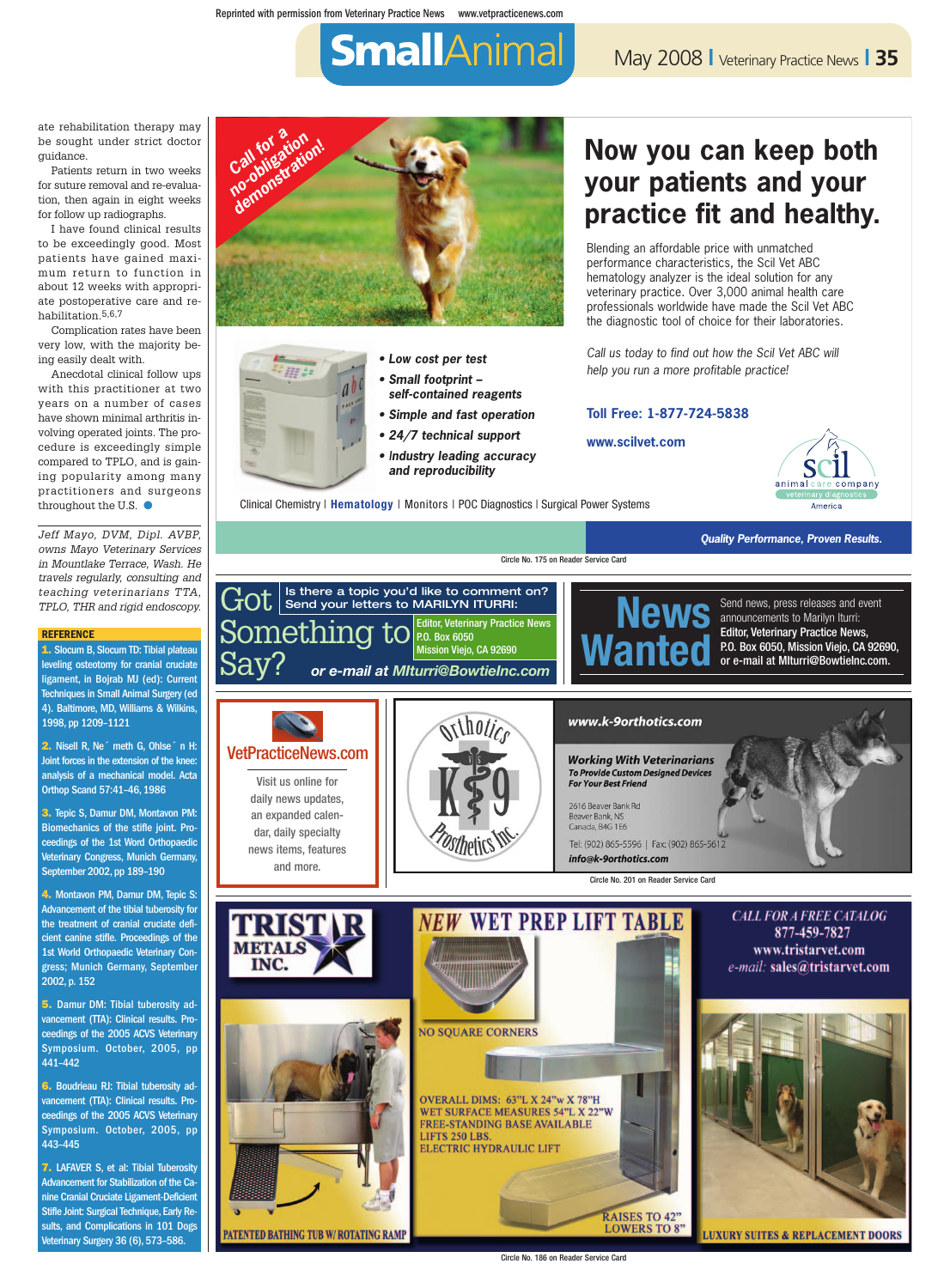ate rehabilitation therapy may be sought under strict doctor guidance.

Patients return in two weeks for suture removal and re-evaluation, then again in eight weeks for follow up radiographs.

I have found clinical results to be exceedingly good. Most patients have gained maximum return to function in about 12 weeks with appropriate postoperative care and rehabilitation.[5,6,7]

Complication rates have been very low, with the majority being easily dealt with.

Anecdotal clinical follow ups with this practitioner at two years on a number of cases have shown minimal arthritis involving operated joints. The procedure is exceedingly simple compared to TPLO, and is gaining popularity among many practitioners and surgeons throughout the U.S. ●

*Jeff Mayo, DVM, Dipl. AVBP, owns Mayo Veterinary Services in Mountlake Terrace, Wash. He travels regularly, consulting and teaching veterinarians TTA, TPLO, THR and rigid endoscopy.*

**REFERENCE**

1. Slocum B, Slocum TD: Tibial plateau leveling osteotomy for cranial cruciate ligament, in Bojrab MJ (ed): Current Techniques in Small Animal Surgery (ed 4). Baltimore, MD, Williams & Wilkins, 1998, pp 1209–1121

2. Nisell R, Ne´ meth G, Ohlse´ n H: Joint forces in the extension of the knee: analysis of a mechanical model. Acta Orthop Scand 57:41–46, 1986

3. Tepic S, Damur DM, Montavon PM: Biomechanics of the stifle joint. Proceedings of the 1st Word Orthopaedic Veterinary Congress, Munich Germany, September 2002, pp 189–190

4. Montavon PM, Damur DM, Tepic S: Advancement of the tibial tuberosity for the treatment of cranial cruciate deficient canine stifle. Proceedings of the 1st World Orthopaedic Veterinary Congress; Munich Germany, September 2002, p. 152

5. Damur DM: Tibial tuberosity advancement (TTA): Clinical results. Proceedings of the 2005 ACVS Veterinary Symposium. October, 2005, pp 441–442

6. Boudrieau RJ: Tibial tuberosity advancement (TTA): Clinical results. Proceedings of the 2005 ACVS Veterinary Symposium. October, 2005, pp 443–445

7. LAFAVER S, et al: Tibial Tuberosity Advancement for Stabilization of the Canine Cranial Cruciate Ligament-Deficient Stifle Joint: Surgical Technique, Early Results, and Complications in 101 Dogs Veterinary Surgery 36 (6), 573–586.

---

**Call for a no-obligation demonstration!**

# Now you can keep both your patients and your practice fit and healthy.

Blending an affordable price with unmatched performance characteristics, the Scil Vet ABC hematology analyzer is the ideal solution for any veterinary practice. Over 3,000 animal health care professionals worldwide have made the Scil Vet ABC the diagnostic tool of choice for their laboratories.

- *Low cost per test*
- *Small footprint – self-contained reagents*
- *Simple and fast operation*
- *24/7 technical support*
- *Industry leading accuracy and reproducibility*

*Call us today to find out how the Scil Vet ABC will help you run a more profitable practice!*

**Toll Free: 1-877-724-5838**

**www.scilvet.com**

scil animal care company veterinary diagnostics America

Clinical Chemistry | **Hematology** | Monitors | POC Diagnostics | Surgical Power Systems

***Quality Performance, Proven Results.***

Circle No. 175 on Reader Service Card

---

**Got Something to Say?**

Is there a topic you'd like to comment on? Send your letters to MARILYN ITURRI:

Editor, Veterinary Practice News
P.O. Box 6050
Mission Viejo, CA 92690

*or e-mail at MIturri@BowtieInc.com*

---

**News Wanted**

Send news, press releases and event announcements to Marilyn Iturri: **Editor, Veterinary Practice News, P.O. Box 6050, Mission Viejo, CA 92690, or e-mail at MIturri@BowtieInc.com.**

---

**VetPracticeNews.com**

Visit us online for daily news updates, an expanded calendar, daily specialty news items, features and more.

---

Orthotics K-9 Prosthetics Inc.

***www.k-9orthotics.com***

***Working With Veterinarians***
***To Provide Custom Designed Devices For Your Best Friend***

2616 Beaver Bank Rd
Beaver Bank, NS
Canada, B4G 1E6

Tel: (902) 865-5596 | Fax: (902) 865-5612

***info@k-9orthotics.com***

Circle No. 201 on Reader Service Card

---

**TRISTAR METALS INC.**

**NEW WET PREP LIFT TABLE**

NO SQUARE CORNERS

OVERALL DIMS: 63"L X 24"w X 78"H
WET SURFACE MEASURES 54"L X 22"W
FREE-STANDING BASE AVAILABLE
LIFTS 250 LBS.
ELECTRIC HYDRAULIC LIFT

RAISES TO 42"
LOWERS TO 8"

CALL FOR A FREE CATALOG
877-459-7827
www.tristarvet.com
e-mail: sales@tristarvet.com

PATENTED BATHING TUB W/ ROTATING RAMP

LUXURY SUITES & REPLACEMENT DOORS

Circle No. 186 on Reader Service Card